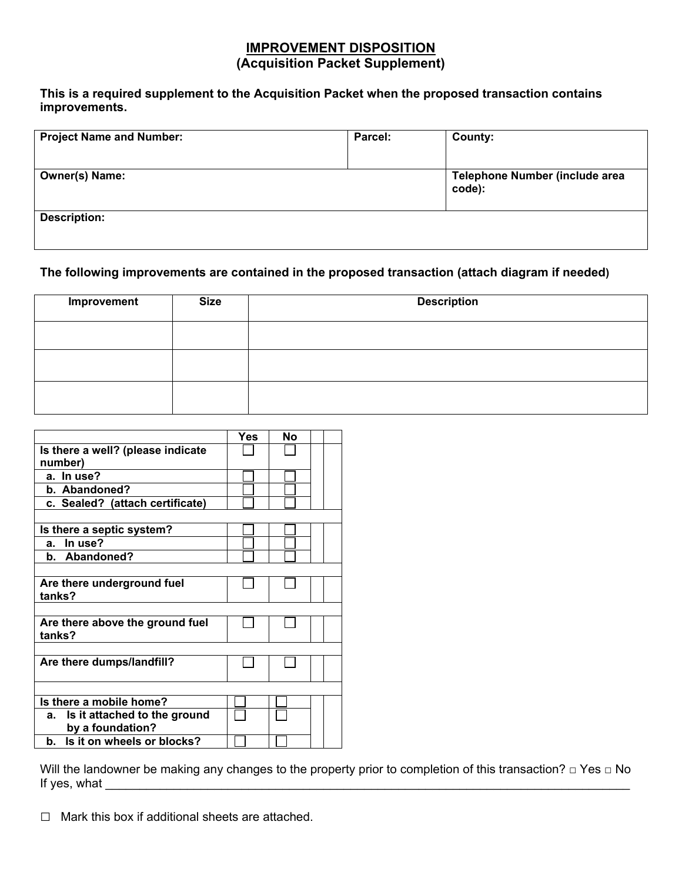# IMPROVEMENT DISPOSITION
## (Acquisition Packet Supplement)

**This is a required supplement to the Acquisition Packet when the proposed transaction contains improvements.**

| Project Name and Number: | Parcel: | County: |
|---|---|---|
| **Owner(s) Name:** | | **Telephone Number (include area code):** |
| **Description:** | | |

**The following improvements are contained in the proposed transaction (attach diagram if needed)**

| Improvement | Size | Description |
|---|---|---|
| | | |
| | | |
| | | |

| | Yes | No | | |
|---|---|---|---|---|
| **Is there a well? (please indicate number)** | ☐ | ☐ | | |
| **a. In use?** | ☐ | ☐ | | |
| **b. Abandoned?** | ☐ | ☐ | | |
| **c. Sealed? (attach certificate)** | ☐ | ☐ | | |
| | | | | |
| **Is there a septic system?** | ☐ | ☐ | | |
| **a. In use?** | ☐ | ☐ | | |
| **b. Abandoned?** | ☐ | ☐ | | |
| | | | | |
| **Are there underground fuel tanks?** | ☐ | ☐ | | |
| | | | | |
| **Are there above the ground fuel tanks?** | ☐ | ☐ | | |
| | | | | |
| **Are there dumps/landfill?** | ☐ | ☐ | | |
| | | | | |
| **Is there a mobile home?** | ☐ | ☐ | | |
| **a. Is it attached to the ground by a foundation?** | ☐ | ☐ | | |
| **b. Is it on wheels or blocks?** | ☐ | ☐ | | |

Will the landowner be making any changes to the property prior to completion of this transaction? □ Yes □ No
If yes, what ________________________________________________________________________________

☐ Mark this box if additional sheets are attached.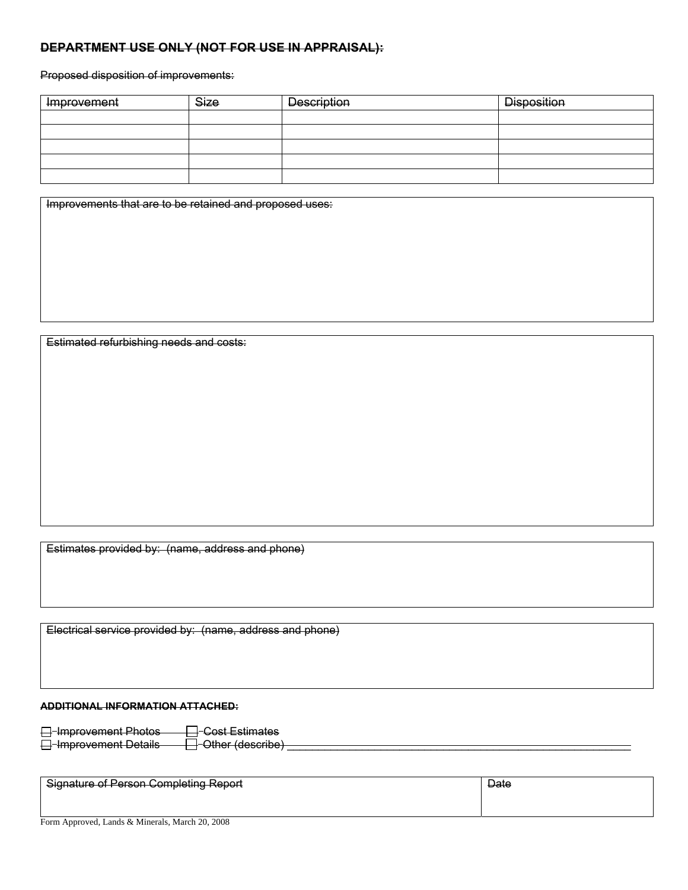## ~~DEPARTMENT USE ONLY (NOT FOR USE IN APPRAISAL):~~

~~Proposed disposition of improvements:~~

| ~~Improvement~~ | ~~Size~~ | ~~Description~~ | ~~Disposition~~ |
|---|---|---|---|
| | | | |
| | | | |
| | | | |
| | | | |
| | | | |

~~Improvements that are to be retained and proposed uses:~~

~~Estimated refurbishing needs and costs:~~

~~Estimates provided by: (name, address and phone)~~

~~Electrical service provided by: (name, address and phone)~~

**~~ADDITIONAL INFORMATION ATTACHED:~~**

☐ ~~Improvement Photos~~ ☐ ~~Cost Estimates~~
☐ ~~Improvement Details~~ ☐ ~~Other (describe)~~ ___________________________________________

| ~~Signature of Person Completing Report~~ | ~~Date~~ |
|---|---|
| | |

Form Approved, Lands & Minerals, March 20, 2008